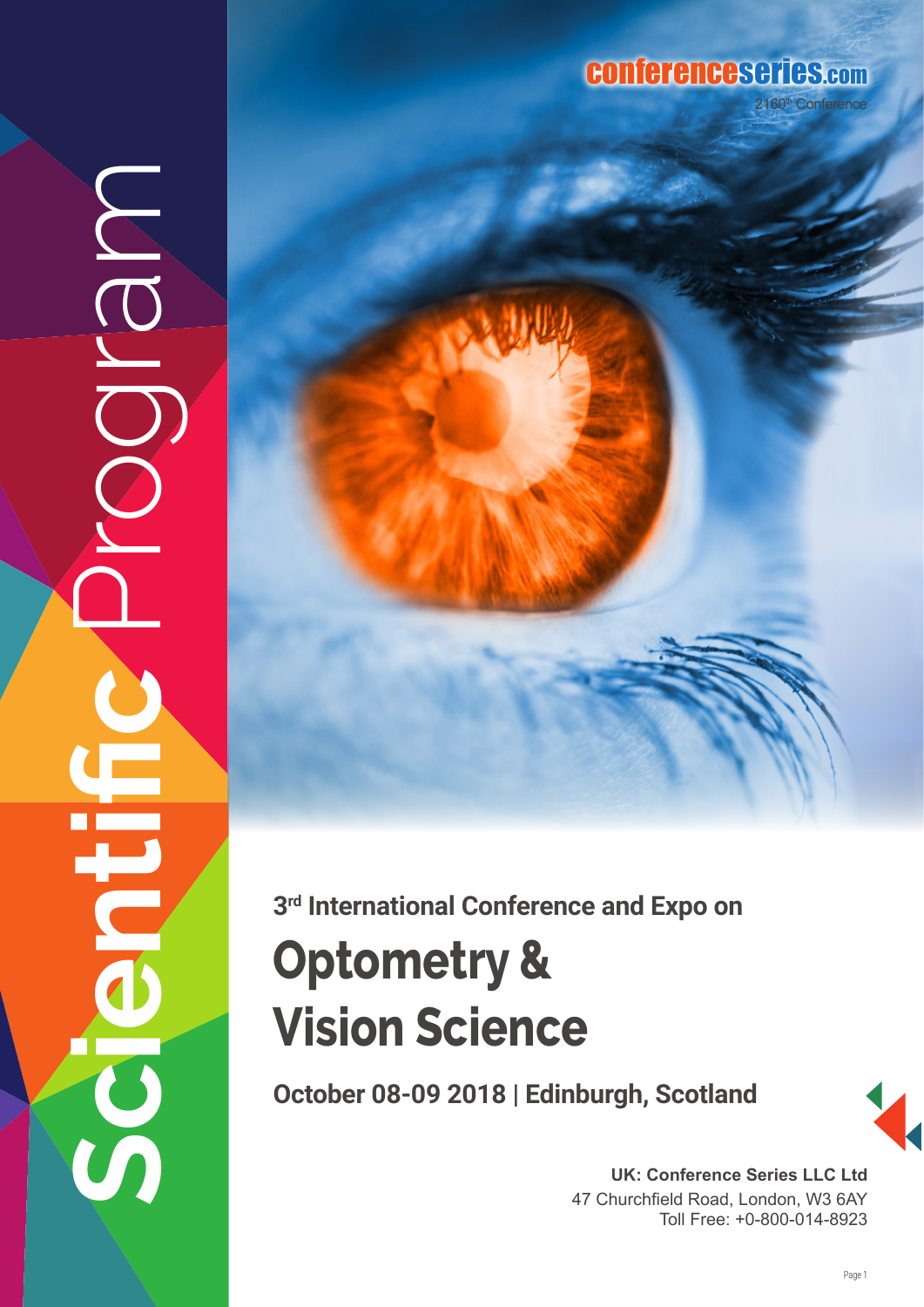conferenceseries.com

2160th Conference

Scientific Program

3rd International Conference and Expo on

# Optometry & Vision Science

**October 08-09 2018 | Edinburgh, Scotland**

**UK: Conference Series LLC Ltd**
47 Churchfield Road, London, W3 6AY
Toll Free: +0-800-014-8923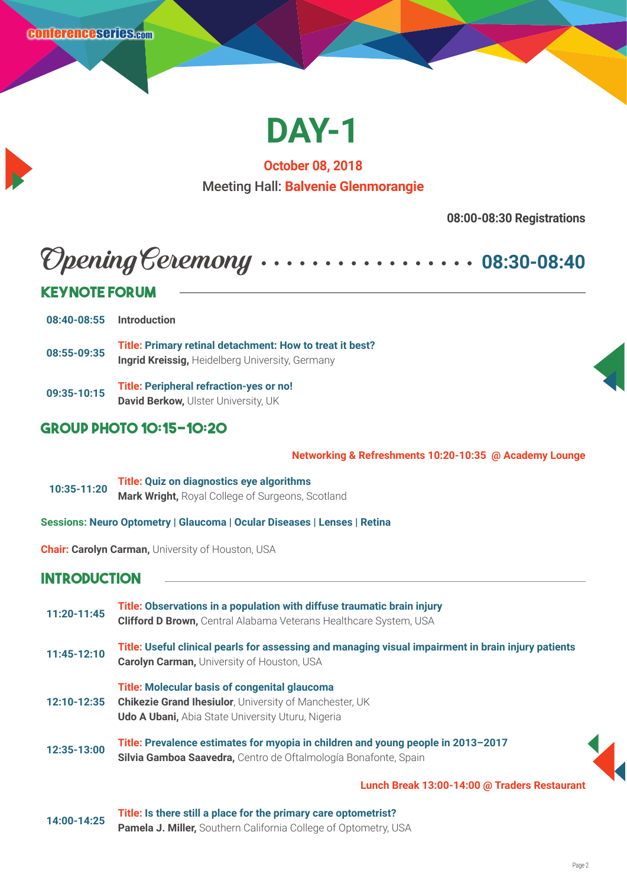# DAY-1

**October 08, 2018**

Meeting Hall: **Balvenie Glenmorangie**

**08:00-08:30 Registrations**

## Opening Ceremony ................. 08:30-08:40

## KEYNOTE FORUM

**08:40-08:55** **Introduction**

**08:55-09:35**
**Title: Primary retinal detachment: How to treat it best?**
**Ingrid Kreissig,** Heidelberg University, Germany

**09:35-10:15**
**Title: Peripheral refraction-yes or no!**
**David Berkow,** Ulster University, UK

## GROUP PHOTO 10:15-10:20

**Networking & Refreshments 10:20-10:35 @ Academy Lounge**

**10:35-11:20**
**Title: Quiz on diagnostics eye algorithms**
**Mark Wright,** Royal College of Surgeons, Scotland

**Sessions: Neuro Optometry | Glaucoma | Ocular Diseases | Lenses | Retina**

**Chair: Carolyn Carman,** University of Houston, USA

## INTRODUCTION

**11:20-11:45**
**Title: Observations in a population with diffuse traumatic brain injury**
**Clifford D Brown,** Central Alabama Veterans Healthcare System, USA

**11:45-12:10**
**Title: Useful clinical pearls for assessing and managing visual impairment in brain injury patients**
**Carolyn Carman,** University of Houston, USA

**12:10-12:35**
**Title: Molecular basis of congenital glaucoma**
**Chikezie Grand Ihesiulor**, University of Manchester, UK
**Udo A Ubani,** Abia State University Uturu, Nigeria

**12:35-13:00**
**Title: Prevalence estimates for myopia in children and young people in 2013–2017**
**Silvia Gamboa Saavedra,** Centro de Oftalmología Bonafonte, Spain

**Lunch Break 13:00-14:00 @ Traders Restaurant**

**14:00-14:25**
**Title: Is there still a place for the primary care optometrist?**
**Pamela J. Miller,** Southern California College of Optometry, USA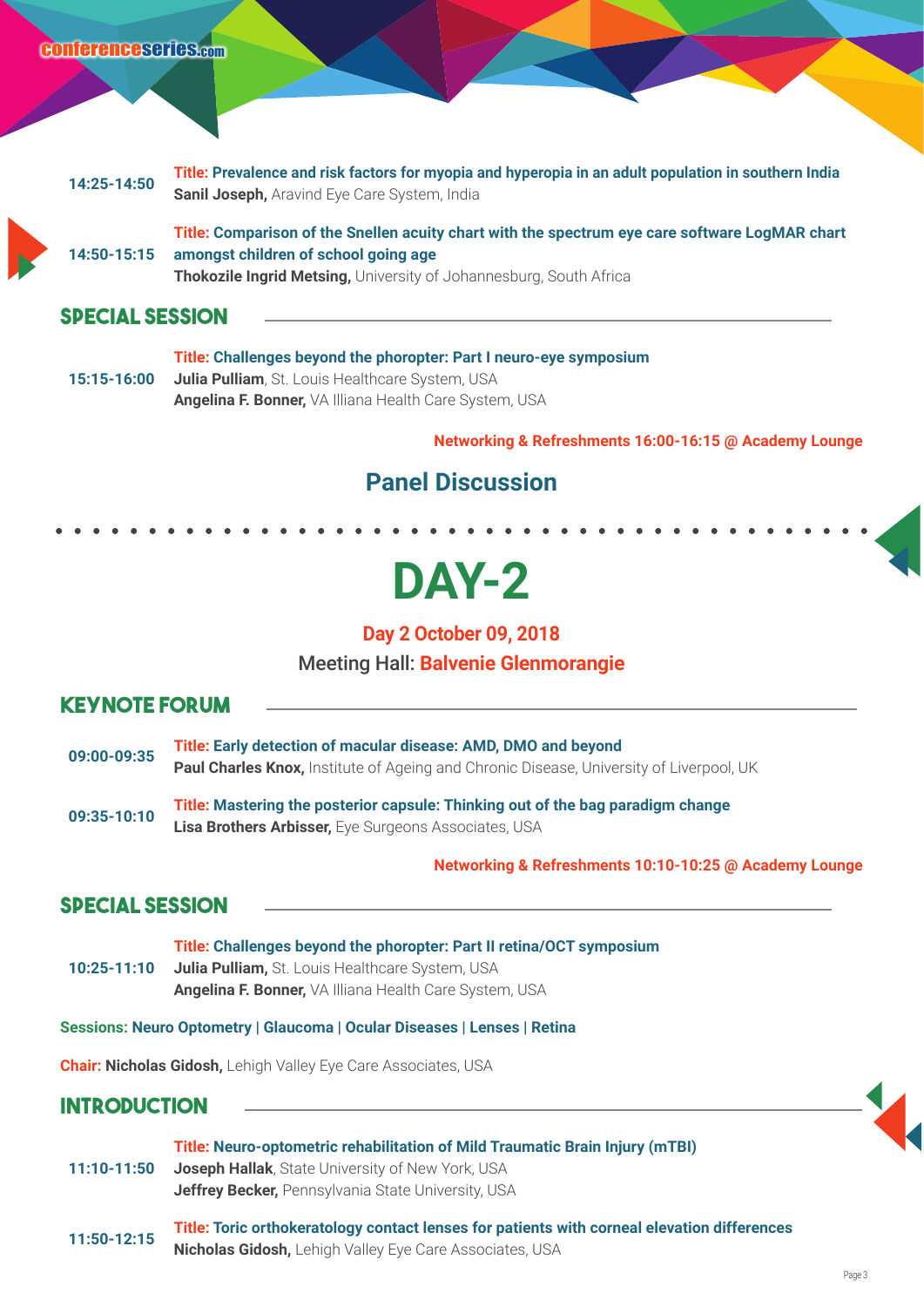**14:25-14:50** **Title: Prevalence and risk factors for myopia and hyperopia in an adult population in southern India**
**Sanil Joseph,** Aravind Eye Care System, India

**14:50-15:15** **Title: Comparison of the Snellen acuity chart with the spectrum eye care software LogMAR chart amongst children of school going age**
**Thokozile Ingrid Metsing,** University of Johannesburg, South Africa

## SPECIAL SESSION

**15:15-16:00** **Title: Challenges beyond the phoropter: Part I neuro-eye symposium**
**Julia Pulliam**, St. Louis Healthcare System, USA
**Angelina F. Bonner,** VA Illiana Health Care System, USA

**Networking & Refreshments 16:00-16:15 @ Academy Lounge**

## Panel Discussion

# DAY-2

**Day 2 October 09, 2018**

Meeting Hall: **Balvenie Glenmorangie**

## KEYNOTE FORUM

**09:00-09:35** **Title: Early detection of macular disease: AMD, DMO and beyond**
**Paul Charles Knox,** Institute of Ageing and Chronic Disease, University of Liverpool, UK

**09:35-10:10** **Title: Mastering the posterior capsule: Thinking out of the bag paradigm change**
**Lisa Brothers Arbisser,** Eye Surgeons Associates, USA

**Networking & Refreshments 10:10-10:25 @ Academy Lounge**

## SPECIAL SESSION

**10:25-11:10** **Title: Challenges beyond the phoropter: Part II retina/OCT symposium**
**Julia Pulliam,** St. Louis Healthcare System, USA
**Angelina F. Bonner,** VA Illiana Health Care System, USA

**Sessions: Neuro Optometry | Glaucoma | Ocular Diseases | Lenses | Retina**

**Chair: Nicholas Gidosh,** Lehigh Valley Eye Care Associates, USA

## INTRODUCTION

**11:10-11:50** **Title: Neuro-optometric rehabilitation of Mild Traumatic Brain Injury (mTBI)**
**Joseph Hallak**, State University of New York, USA
**Jeffrey Becker,** Pennsylvania State University, USA

**11:50-12:15** **Title: Toric orthokeratology contact lenses for patients with corneal elevation differences**
**Nicholas Gidosh,** Lehigh Valley Eye Care Associates, USA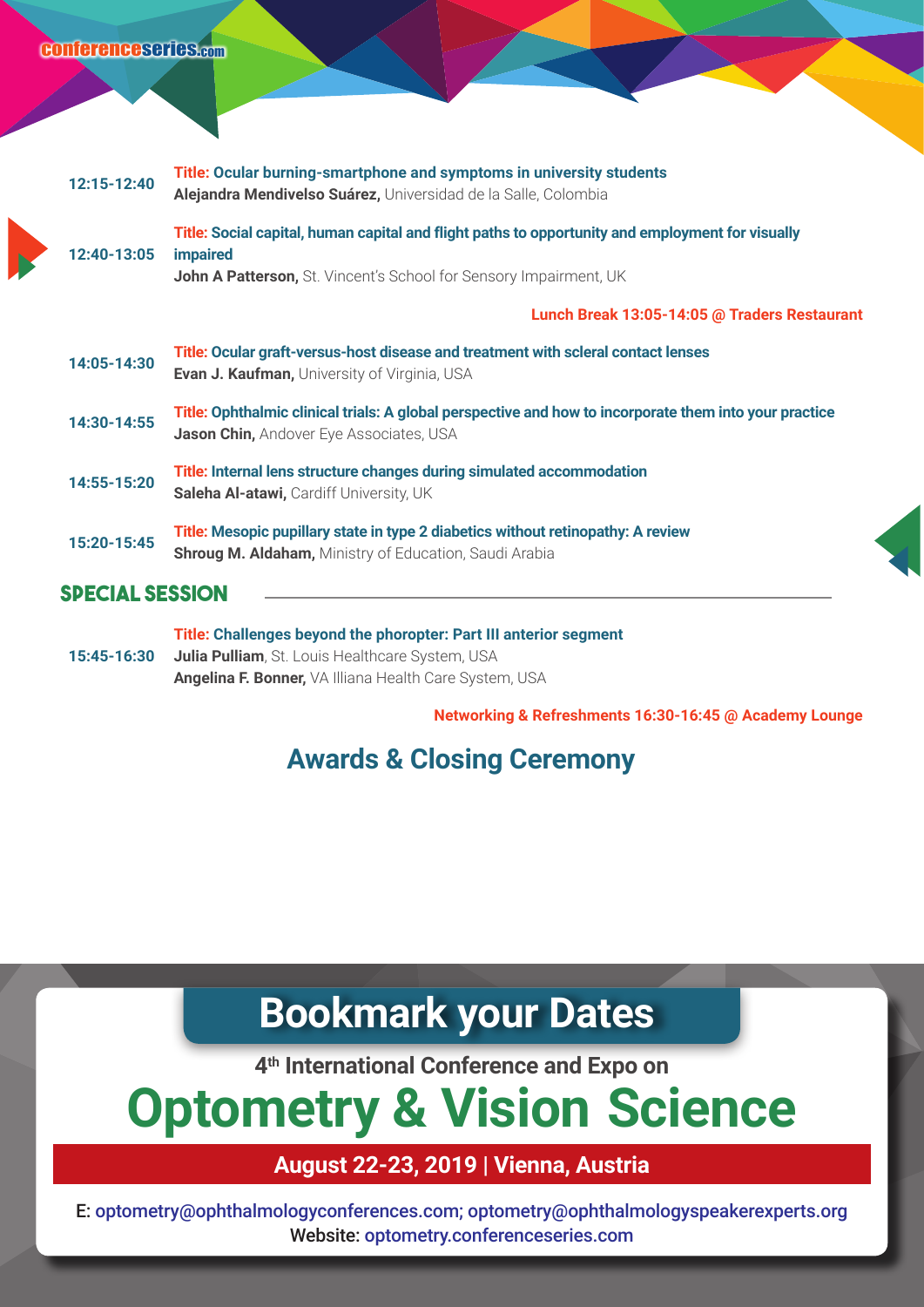**12:15-12:40** **Title: Ocular burning-smartphone and symptoms in university students**
**Alejandra Mendivelso Suárez,** Universidad de la Salle, Colombia

**12:40-13:05** **Title: Social capital, human capital and flight paths to opportunity and employment for visually impaired**
**John A Patterson,** St. Vincent's School for Sensory Impairment, UK

**Lunch Break 13:05-14:05 @ Traders Restaurant**

**14:05-14:30** **Title: Ocular graft-versus-host disease and treatment with scleral contact lenses**
**Evan J. Kaufman,** University of Virginia, USA

**14:30-14:55** **Title: Ophthalmic clinical trials: A global perspective and how to incorporate them into your practice**
**Jason Chin,** Andover Eye Associates, USA

**14:55-15:20** **Title: Internal lens structure changes during simulated accommodation**
**Saleha Al-atawi,** Cardiff University, UK

**15:20-15:45** **Title: Mesopic pupillary state in type 2 diabetics without retinopathy: A review**
**Shroug M. Aldaham,** Ministry of Education, Saudi Arabia

## SPECIAL SESSION

**15:45-16:30** **Title: Challenges beyond the phoropter: Part III anterior segment**
**Julia Pulliam**, St. Louis Healthcare System, USA
**Angelina F. Bonner,** VA Illiana Health Care System, USA

**Networking & Refreshments 16:30-16:45 @ Academy Lounge**

## Awards & Closing Ceremony

# Bookmark your Dates

4th International Conference and Expo on

# Optometry & Vision Science

**August 22-23, 2019 | Vienna, Austria**

E: optometry@ophthalmologyconferences.com; optometry@ophthalmologyspeakerexperts.org
Website: optometry.conferenceseries.com